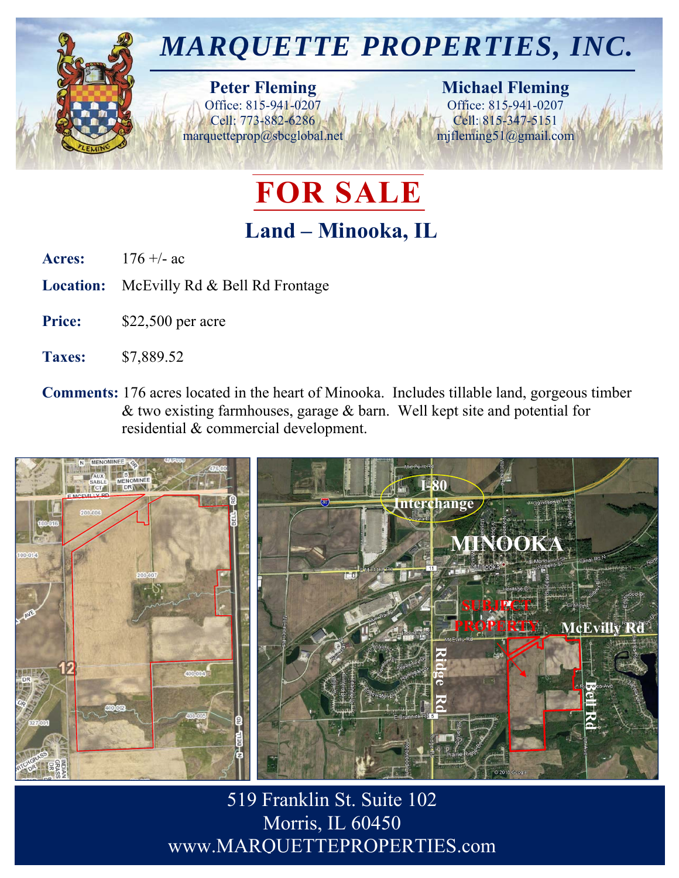# MARQUETTE PROPERTIES, INC.

**Peter Fleming**
Office: 815-941-0207
Cell: 773-882-6286
marquetteprop@sbcglobal.net

**Michael Fleming**
Office: 815-941-0207
Cell: 815-347-5151
mjfleming51@gmail.com

# FOR SALE

## Land – Minooka, IL

**Acres:** 176 +/- ac

**Location:** McEvilly Rd & Bell Rd Frontage

**Price:** $22,500 per acre

**Taxes:** $7,889.52

**Comments:** 176 acres located in the heart of Minooka. Includes tillable land, gorgeous timber & two existing farmhouses, garage & barn. Well kept site and potential for residential & commercial development.

519 Franklin St. Suite 102
Morris, IL 60450
www.MARQUETTEPROPERTIES.com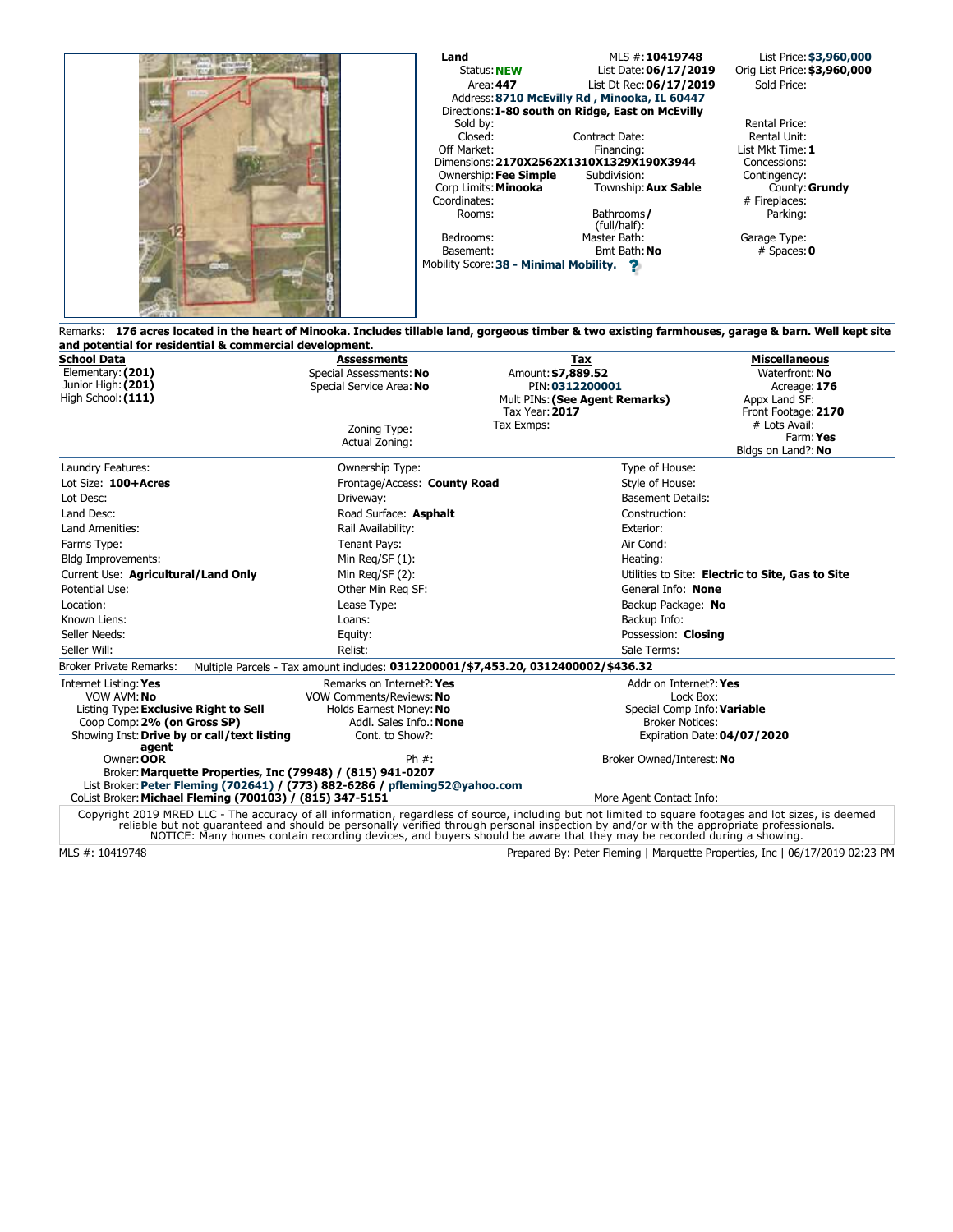| Land | MLS #: **10419748** | List Price: **$3,960,000** |
|---|---|---|
| Status: **NEW** | List Date: **06/17/2019** | Orig List Price: **$3,960,000** |
| Area: **447** | List Dt Rec: **06/17/2019** | Sold Price: |
| Address: **8710 McEvilly Rd , Minooka, IL 60447** | | |
| Directions: **I-80 south on Ridge, East on McEvilly** | | |
| Sold by: | | Rental Price: |
| Closed: | Contract Date: | Rental Unit: |
| Off Market: | Financing: | List Mkt Time: **1** |
| Dimensions: **2170X2562X1310X1329X190X3944** | | Concessions: |
| Ownership: **Fee Simple** | Subdivision: | Contingency: |
| Corp Limits: **Minooka** | Township: **Aux Sable** | County: **Grundy** |
| Coordinates: | | # Fireplaces: |
| Rooms: | Bathrooms (full/half): **/** | Parking: |
| Bedrooms: | Master Bath: | Garage Type: |
| Basement: | Bmt Bath: **No** | # Spaces: **0** |
| Mobility Score: **38 - Minimal Mobility.** | | |

Remarks: **176 acres located in the heart of Minooka. Includes tillable land, gorgeous timber & two existing farmhouses, garage & barn. Well kept site and potential for residential & commercial development.**

| School Data | Assessments | Tax | Miscellaneous |
|---|---|---|---|
| Elementary: **(201)** | Special Assessments: **No** | Amount: **$7,889.52** | Waterfront: **No** |
| Junior High: **(201)** | Special Service Area: **No** | PIN: **0312200001** | Acreage: **176** |
| High School: **(111)** | | Mult PINs: **(See Agent Remarks)** | Appx Land SF: |
| | | Tax Year: **2017** | Front Footage: **2170** |
| | Zoning Type: | Tax Exmps: | # Lots Avail: |
| | Actual Zoning: | | Farm: **Yes** |
| | | | Bldgs on Land?: **No** |

| | | |
|---|---|---|
| Laundry Features: | Ownership Type: | Type of House: |
| Lot Size: **100+Acres** | Frontage/Access: **County Road** | Style of House: |
| Lot Desc: | Driveway: | Basement Details: |
| Land Desc: | Road Surface: **Asphalt** | Construction: |
| Land Amenities: | Rail Availability: | Exterior: |
| Farms Type: | Tenant Pays: | Air Cond: |
| Bldg Improvements: | Min Req/SF (1): | Heating: |
| Current Use: **Agricultural/Land Only** | Min Req/SF (2): | Utilities to Site: **Electric to Site, Gas to Site** |
| Potential Use: | Other Min Req SF: | General Info: **None** |
| Location: | Lease Type: | Backup Package: **No** |
| Known Liens: | Loans: | Backup Info: |
| Seller Needs: | Equity: | Possession: **Closing** |
| Seller Will: | Relist: | Sale Terms: |

Broker Private Remarks: Multiple Parcels - Tax amount includes: **0312200001/$7,453.20, 0312400002/$436.32**

| | | |
|---|---|---|
| Internet Listing: **Yes** | Remarks on Internet?: **Yes** | Addr on Internet?: **Yes** |
| VOW AVM: **No** | VOW Comments/Reviews: **No** | Lock Box: |
| Listing Type: **Exclusive Right to Sell** | Holds Earnest Money: **No** | Special Comp Info: **Variable** |
| Coop Comp: **2% (on Gross SP)** | Addl. Sales Info.: **None** | Broker Notices: |
| Showing Inst: **Drive by or call/text listing agent** | Cont. to Show?: | Expiration Date: **04/07/2020** |
| Owner: **OOR** | Ph #: | Broker Owned/Interest: **No** |

Broker: **Marquette Properties, Inc (79948) / (815) 941-0207**
List Broker: **Peter Fleming (702641) / (773) 882-6286 / pfleming52@yahoo.com**
CoList Broker: **Michael Fleming (700103) / (815) 347-5151**
More Agent Contact Info:

Copyright 2019 MRED LLC - The accuracy of all information, regardless of source, including but not limited to square footages and lot sizes, is deemed reliable but not guaranteed and should be personally verified through personal inspection by and/or with the appropriate professionals.
NOTICE: Many homes contain recording devices, and buyers should be aware that they may be recorded during a showing.

MLS #: 10419748 — Prepared By: Peter Fleming | Marquette Properties, Inc | 06/17/2019 02:23 PM